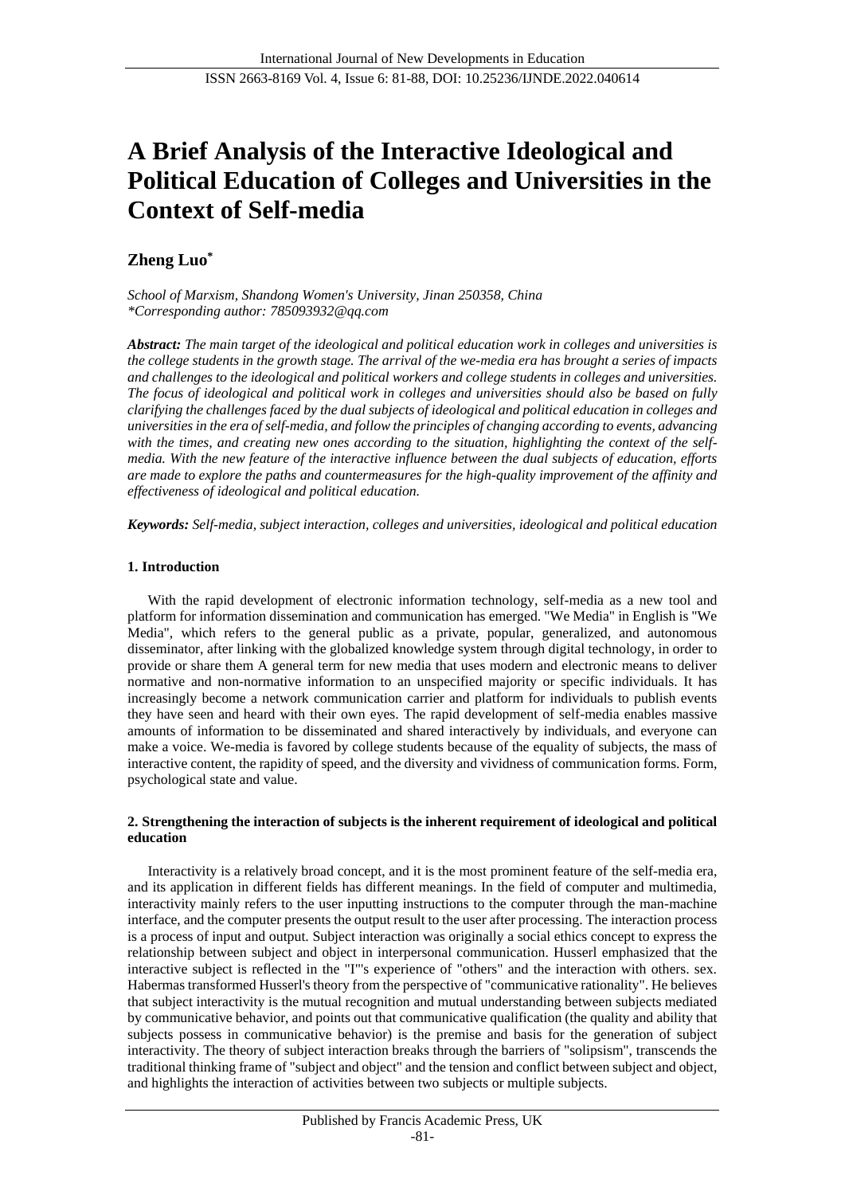# A Brief Analysis of the Interactive Ideological and Political Education of Colleges and Universities in the Context of Self-media

**Zheng Luo***

*School of Marxism, Shandong Women's University, Jinan 250358, China*
*\*Corresponding author: 785093932@qq.com*

***Abstract:*** *The main target of the ideological and political education work in colleges and universities is the college students in the growth stage. The arrival of the we-media era has brought a series of impacts and challenges to the ideological and political workers and college students in colleges and universities. The focus of ideological and political work in colleges and universities should also be based on fully clarifying the challenges faced by the dual subjects of ideological and political education in colleges and universities in the era of self-media, and follow the principles of changing according to events, advancing with the times, and creating new ones according to the situation, highlighting the context of the self-media. With the new feature of the interactive influence between the dual subjects of education, efforts are made to explore the paths and countermeasures for the high-quality improvement of the affinity and effectiveness of ideological and political education.*

***Keywords:*** *Self-media, subject interaction, colleges and universities, ideological and political education*

## 1. Introduction

With the rapid development of electronic information technology, self-media as a new tool and platform for information dissemination and communication has emerged. "We Media" in English is "We Media", which refers to the general public as a private, popular, generalized, and autonomous disseminator, after linking with the globalized knowledge system through digital technology, in order to provide or share them A general term for new media that uses modern and electronic means to deliver normative and non-normative information to an unspecified majority or specific individuals. It has increasingly become a network communication carrier and platform for individuals to publish events they have seen and heard with their own eyes. The rapid development of self-media enables massive amounts of information to be disseminated and shared interactively by individuals, and everyone can make a voice. We-media is favored by college students because of the equality of subjects, the mass of interactive content, the rapidity of speed, and the diversity and vividness of communication forms. Form, psychological state and value.

## 2. Strengthening the interaction of subjects is the inherent requirement of ideological and political education

Interactivity is a relatively broad concept, and it is the most prominent feature of the self-media era, and its application in different fields has different meanings. In the field of computer and multimedia, interactivity mainly refers to the user inputting instructions to the computer through the man-machine interface, and the computer presents the output result to the user after processing. The interaction process is a process of input and output. Subject interaction was originally a social ethics concept to express the relationship between subject and object in interpersonal communication. Husserl emphasized that the interactive subject is reflected in the "I"'s experience of "others" and the interaction with others. sex. Habermas transformed Husserl's theory from the perspective of "communicative rationality". He believes that subject interactivity is the mutual recognition and mutual understanding between subjects mediated by communicative behavior, and points out that communicative qualification (the quality and ability that subjects possess in communicative behavior) is the premise and basis for the generation of subject interactivity. The theory of subject interaction breaks through the barriers of "solipsism", transcends the traditional thinking frame of "subject and object" and the tension and conflict between subject and object, and highlights the interaction of activities between two subjects or multiple subjects.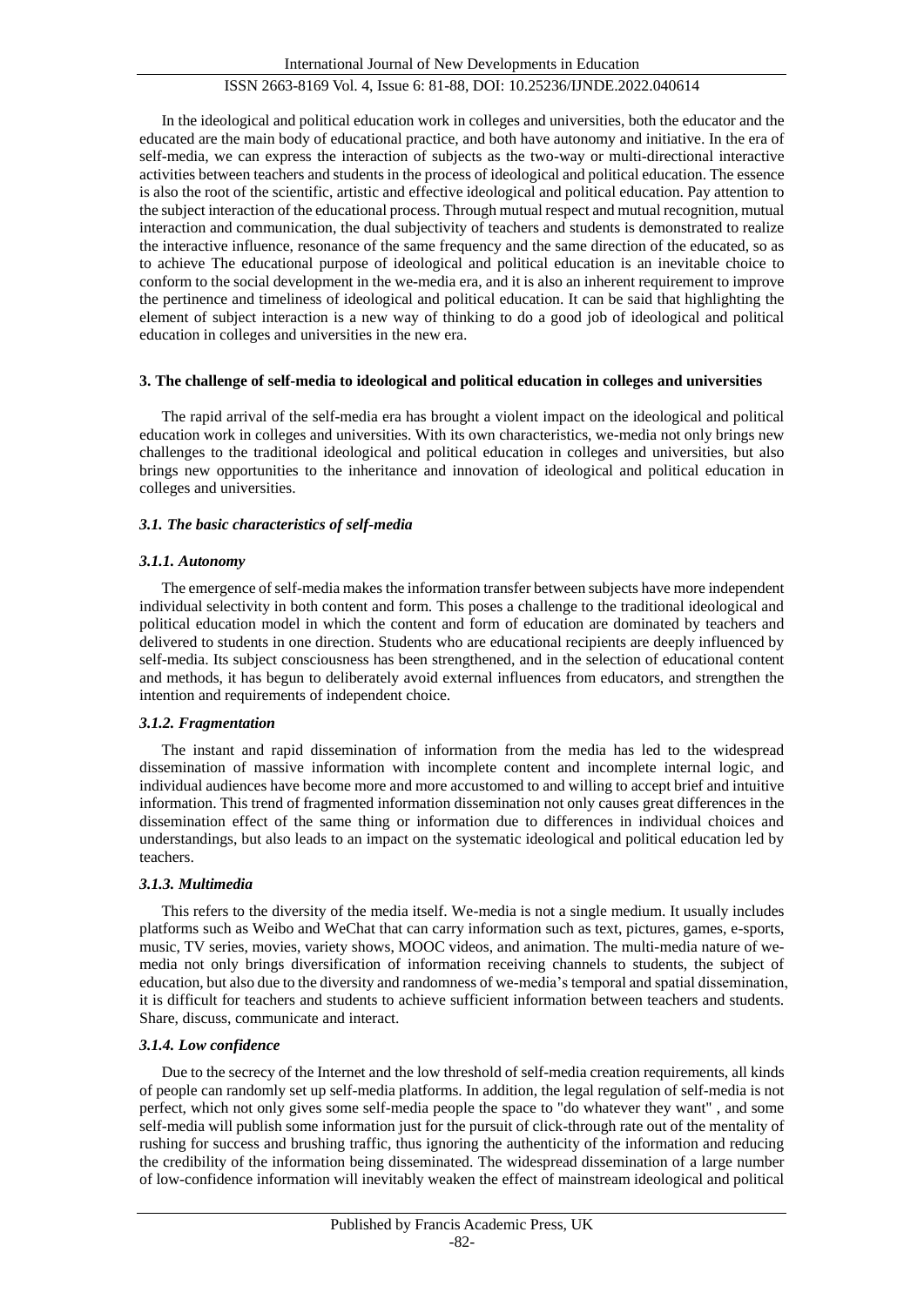In the ideological and political education work in colleges and universities, both the educator and the educated are the main body of educational practice, and both have autonomy and initiative. In the era of self-media, we can express the interaction of subjects as the two-way or multi-directional interactive activities between teachers and students in the process of ideological and political education. The essence is also the root of the scientific, artistic and effective ideological and political education. Pay attention to the subject interaction of the educational process. Through mutual respect and mutual recognition, mutual interaction and communication, the dual subjectivity of teachers and students is demonstrated to realize the interactive influence, resonance of the same frequency and the same direction of the educated, so as to achieve The educational purpose of ideological and political education is an inevitable choice to conform to the social development in the we-media era, and it is also an inherent requirement to improve the pertinence and timeliness of ideological and political education. It can be said that highlighting the element of subject interaction is a new way of thinking to do a good job of ideological and political education in colleges and universities in the new era.

## 3. The challenge of self-media to ideological and political education in colleges and universities

The rapid arrival of the self-media era has brought a violent impact on the ideological and political education work in colleges and universities. With its own characteristics, we-media not only brings new challenges to the traditional ideological and political education in colleges and universities, but also brings new opportunities to the inheritance and innovation of ideological and political education in colleges and universities.

### *3.1. The basic characteristics of self-media*

#### *3.1.1. Autonomy*

The emergence of self-media makes the information transfer between subjects have more independent individual selectivity in both content and form. This poses a challenge to the traditional ideological and political education model in which the content and form of education are dominated by teachers and delivered to students in one direction. Students who are educational recipients are deeply influenced by self-media. Its subject consciousness has been strengthened, and in the selection of educational content and methods, it has begun to deliberately avoid external influences from educators, and strengthen the intention and requirements of independent choice.

#### *3.1.2. Fragmentation*

The instant and rapid dissemination of information from the media has led to the widespread dissemination of massive information with incomplete content and incomplete internal logic, and individual audiences have become more and more accustomed to and willing to accept brief and intuitive information. This trend of fragmented information dissemination not only causes great differences in the dissemination effect of the same thing or information due to differences in individual choices and understandings, but also leads to an impact on the systematic ideological and political education led by teachers.

#### *3.1.3. Multimedia*

This refers to the diversity of the media itself. We-media is not a single medium. It usually includes platforms such as Weibo and WeChat that can carry information such as text, pictures, games, e-sports, music, TV series, movies, variety shows, MOOC videos, and animation. The multi-media nature of we-media not only brings diversification of information receiving channels to students, the subject of education, but also due to the diversity and randomness of we-media's temporal and spatial dissemination, it is difficult for teachers and students to achieve sufficient information between teachers and students. Share, discuss, communicate and interact.

#### *3.1.4. Low confidence*

Due to the secrecy of the Internet and the low threshold of self-media creation requirements, all kinds of people can randomly set up self-media platforms. In addition, the legal regulation of self-media is not perfect, which not only gives some self-media people the space to "do whatever they want" , and some self-media will publish some information just for the pursuit of click-through rate out of the mentality of rushing for success and brushing traffic, thus ignoring the authenticity of the information and reducing the credibility of the information being disseminated. The widespread dissemination of a large number of low-confidence information will inevitably weaken the effect of mainstream ideological and political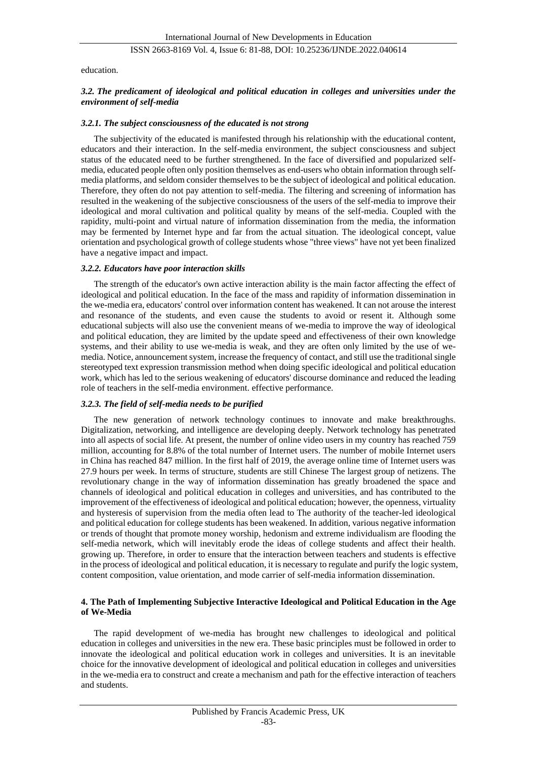education.

### *3.2. The predicament of ideological and political education in colleges and universities under the environment of self-media*

#### *3.2.1. The subject consciousness of the educated is not strong*

The subjectivity of the educated is manifested through his relationship with the educational content, educators and their interaction. In the self-media environment, the subject consciousness and subject status of the educated need to be further strengthened. In the face of diversified and popularized self-media, educated people often only position themselves as end-users who obtain information through self-media platforms, and seldom consider themselves to be the subject of ideological and political education. Therefore, they often do not pay attention to self-media. The filtering and screening of information has resulted in the weakening of the subjective consciousness of the users of the self-media to improve their ideological and moral cultivation and political quality by means of the self-media. Coupled with the rapidity, multi-point and virtual nature of information dissemination from the media, the information may be fermented by Internet hype and far from the actual situation. The ideological concept, value orientation and psychological growth of college students whose "three views" have not yet been finalized have a negative impact and impact.

#### *3.2.2. Educators have poor interaction skills*

The strength of the educator's own active interaction ability is the main factor affecting the effect of ideological and political education. In the face of the mass and rapidity of information dissemination in the we-media era, educators' control over information content has weakened. It can not arouse the interest and resonance of the students, and even cause the students to avoid or resent it. Although some educational subjects will also use the convenient means of we-media to improve the way of ideological and political education, they are limited by the update speed and effectiveness of their own knowledge systems, and their ability to use we-media is weak, and they are often only limited by the use of we-media. Notice, announcement system, increase the frequency of contact, and still use the traditional single stereotyped text expression transmission method when doing specific ideological and political education work, which has led to the serious weakening of educators' discourse dominance and reduced the leading role of teachers in the self-media environment. effective performance.

#### *3.2.3. The field of self-media needs to be purified*

The new generation of network technology continues to innovate and make breakthroughs. Digitalization, networking, and intelligence are developing deeply. Network technology has penetrated into all aspects of social life. At present, the number of online video users in my country has reached 759 million, accounting for 8.8% of the total number of Internet users. The number of mobile Internet users in China has reached 847 million. In the first half of 2019, the average online time of Internet users was 27.9 hours per week. In terms of structure, students are still Chinese The largest group of netizens. The revolutionary change in the way of information dissemination has greatly broadened the space and channels of ideological and political education in colleges and universities, and has contributed to the improvement of the effectiveness of ideological and political education; however, the openness, virtuality and hysteresis of supervision from the media often lead to The authority of the teacher-led ideological and political education for college students has been weakened. In addition, various negative information or trends of thought that promote money worship, hedonism and extreme individualism are flooding the self-media network, which will inevitably erode the ideas of college students and affect their health. growing up. Therefore, in order to ensure that the interaction between teachers and students is effective in the process of ideological and political education, it is necessary to regulate and purify the logic system, content composition, value orientation, and mode carrier of self-media information dissemination.

## 4. The Path of Implementing Subjective Interactive Ideological and Political Education in the Age of We-Media

The rapid development of we-media has brought new challenges to ideological and political education in colleges and universities in the new era. These basic principles must be followed in order to innovate the ideological and political education work in colleges and universities. It is an inevitable choice for the innovative development of ideological and political education in colleges and universities in the we-media era to construct and create a mechanism and path for the effective interaction of teachers and students.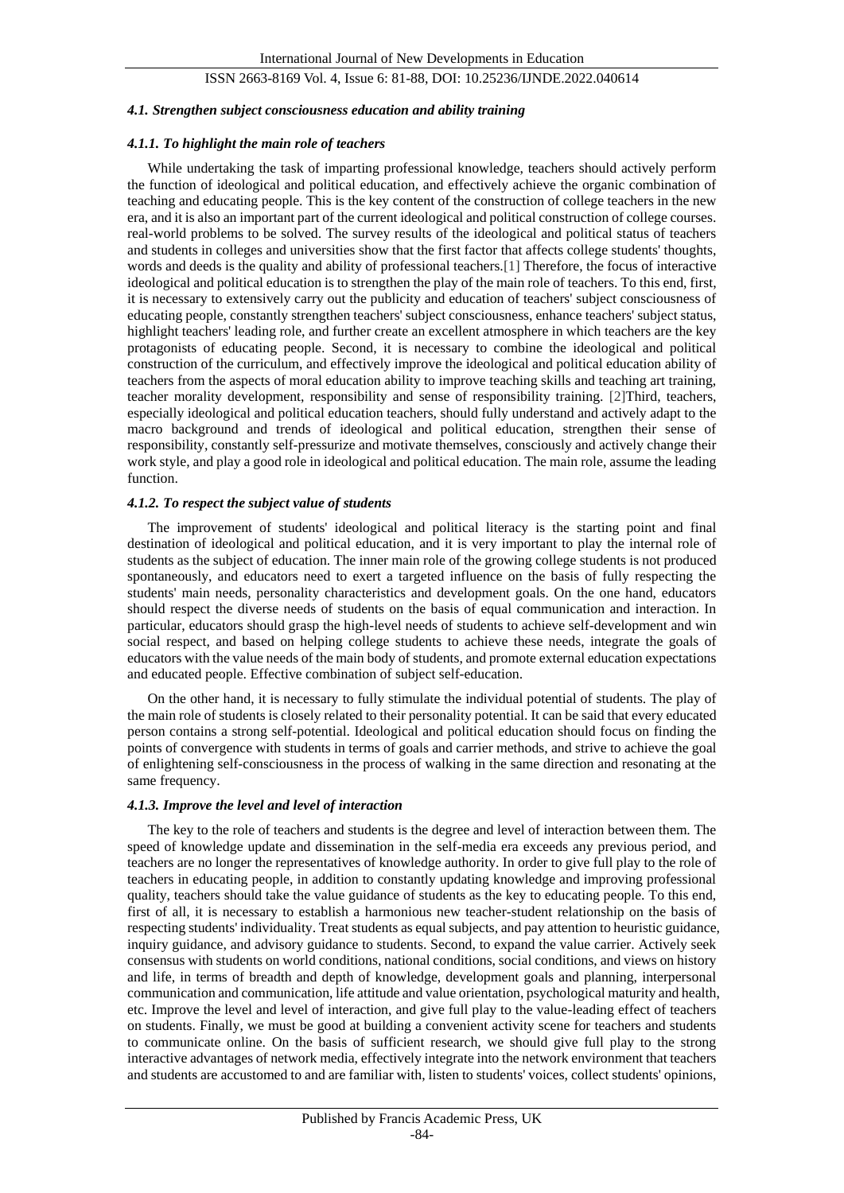#### *4.1. Strengthen subject consciousness education and ability training*

##### *4.1.1. To highlight the main role of teachers*

While undertaking the task of imparting professional knowledge, teachers should actively perform the function of ideological and political education, and effectively achieve the organic combination of teaching and educating people. This is the key content of the construction of college teachers in the new era, and it is also an important part of the current ideological and political construction of college courses. real-world problems to be solved. The survey results of the ideological and political status of teachers and students in colleges and universities show that the first factor that affects college students' thoughts, words and deeds is the quality and ability of professional teachers.[1] Therefore, the focus of interactive ideological and political education is to strengthen the play of the main role of teachers. To this end, first, it is necessary to extensively carry out the publicity and education of teachers' subject consciousness of educating people, constantly strengthen teachers' subject consciousness, enhance teachers' subject status, highlight teachers' leading role, and further create an excellent atmosphere in which teachers are the key protagonists of educating people. Second, it is necessary to combine the ideological and political construction of the curriculum, and effectively improve the ideological and political education ability of teachers from the aspects of moral education ability to improve teaching skills and teaching art training, teacher morality development, responsibility and sense of responsibility training. [2]Third, teachers, especially ideological and political education teachers, should fully understand and actively adapt to the macro background and trends of ideological and political education, strengthen their sense of responsibility, constantly self-pressurize and motivate themselves, consciously and actively change their work style, and play a good role in ideological and political education. The main role, assume the leading function.

##### *4.1.2. To respect the subject value of students*

The improvement of students' ideological and political literacy is the starting point and final destination of ideological and political education, and it is very important to play the internal role of students as the subject of education. The inner main role of the growing college students is not produced spontaneously, and educators need to exert a targeted influence on the basis of fully respecting the students' main needs, personality characteristics and development goals. On the one hand, educators should respect the diverse needs of students on the basis of equal communication and interaction. In particular, educators should grasp the high-level needs of students to achieve self-development and win social respect, and based on helping college students to achieve these needs, integrate the goals of educators with the value needs of the main body of students, and promote external education expectations and educated people. Effective combination of subject self-education.

On the other hand, it is necessary to fully stimulate the individual potential of students. The play of the main role of students is closely related to their personality potential. It can be said that every educated person contains a strong self-potential. Ideological and political education should focus on finding the points of convergence with students in terms of goals and carrier methods, and strive to achieve the goal of enlightening self-consciousness in the process of walking in the same direction and resonating at the same frequency.

##### *4.1.3. Improve the level and level of interaction*

The key to the role of teachers and students is the degree and level of interaction between them. The speed of knowledge update and dissemination in the self-media era exceeds any previous period, and teachers are no longer the representatives of knowledge authority. In order to give full play to the role of teachers in educating people, in addition to constantly updating knowledge and improving professional quality, teachers should take the value guidance of students as the key to educating people. To this end, first of all, it is necessary to establish a harmonious new teacher-student relationship on the basis of respecting students' individuality. Treat students as equal subjects, and pay attention to heuristic guidance, inquiry guidance, and advisory guidance to students. Second, to expand the value carrier. Actively seek consensus with students on world conditions, national conditions, social conditions, and views on history and life, in terms of breadth and depth of knowledge, development goals and planning, interpersonal communication and communication, life attitude and value orientation, psychological maturity and health, etc. Improve the level and level of interaction, and give full play to the value-leading effect of teachers on students. Finally, we must be good at building a convenient activity scene for teachers and students to communicate online. On the basis of sufficient research, we should give full play to the strong interactive advantages of network media, effectively integrate into the network environment that teachers and students are accustomed to and are familiar with, listen to students' voices, collect students' opinions,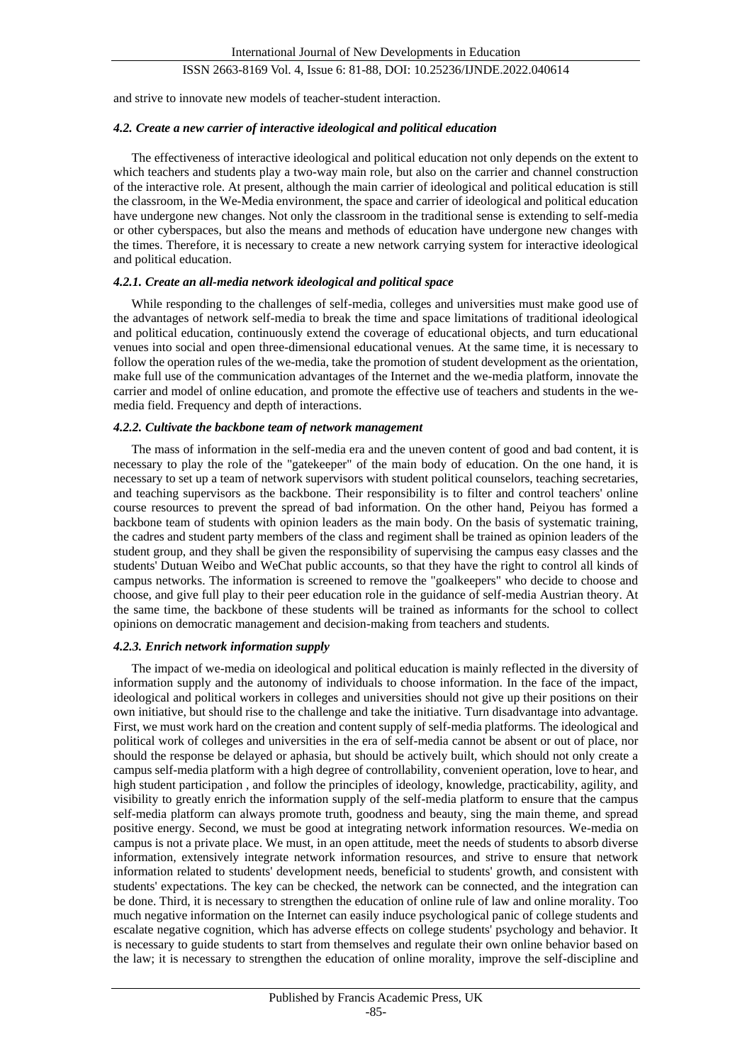and strive to innovate new models of teacher-student interaction.

#### *4.2. Create a new carrier of interactive ideological and political education*

The effectiveness of interactive ideological and political education not only depends on the extent to which teachers and students play a two-way main role, but also on the carrier and channel construction of the interactive role. At present, although the main carrier of ideological and political education is still the classroom, in the We-Media environment, the space and carrier of ideological and political education have undergone new changes. Not only the classroom in the traditional sense is extending to self-media or other cyberspaces, but also the means and methods of education have undergone new changes with the times. Therefore, it is necessary to create a new network carrying system for interactive ideological and political education.

#### *4.2.1. Create an all-media network ideological and political space*

While responding to the challenges of self-media, colleges and universities must make good use of the advantages of network self-media to break the time and space limitations of traditional ideological and political education, continuously extend the coverage of educational objects, and turn educational venues into social and open three-dimensional educational venues. At the same time, it is necessary to follow the operation rules of the we-media, take the promotion of student development as the orientation, make full use of the communication advantages of the Internet and the we-media platform, innovate the carrier and model of online education, and promote the effective use of teachers and students in the we-media field. Frequency and depth of interactions.

#### *4.2.2. Cultivate the backbone team of network management*

The mass of information in the self-media era and the uneven content of good and bad content, it is necessary to play the role of the "gatekeeper" of the main body of education. On the one hand, it is necessary to set up a team of network supervisors with student political counselors, teaching secretaries, and teaching supervisors as the backbone. Their responsibility is to filter and control teachers' online course resources to prevent the spread of bad information. On the other hand, Peiyou has formed a backbone team of students with opinion leaders as the main body. On the basis of systematic training, the cadres and student party members of the class and regiment shall be trained as opinion leaders of the student group, and they shall be given the responsibility of supervising the campus easy classes and the students' Dutuan Weibo and WeChat public accounts, so that they have the right to control all kinds of campus networks. The information is screened to remove the "goalkeepers" who decide to choose and choose, and give full play to their peer education role in the guidance of self-media Austrian theory. At the same time, the backbone of these students will be trained as informants for the school to collect opinions on democratic management and decision-making from teachers and students.

#### *4.2.3. Enrich network information supply*

The impact of we-media on ideological and political education is mainly reflected in the diversity of information supply and the autonomy of individuals to choose information. In the face of the impact, ideological and political workers in colleges and universities should not give up their positions on their own initiative, but should rise to the challenge and take the initiative. Turn disadvantage into advantage. First, we must work hard on the creation and content supply of self-media platforms. The ideological and political work of colleges and universities in the era of self-media cannot be absent or out of place, nor should the response be delayed or aphasia, but should be actively built, which should not only create a campus self-media platform with a high degree of controllability, convenient operation, love to hear, and high student participation , and follow the principles of ideology, knowledge, practicability, agility, and visibility to greatly enrich the information supply of the self-media platform to ensure that the campus self-media platform can always promote truth, goodness and beauty, sing the main theme, and spread positive energy. Second, we must be good at integrating network information resources. We-media on campus is not a private place. We must, in an open attitude, meet the needs of students to absorb diverse information, extensively integrate network information resources, and strive to ensure that network information related to students' development needs, beneficial to students' growth, and consistent with students' expectations. The key can be checked, the network can be connected, and the integration can be done. Third, it is necessary to strengthen the education of online rule of law and online morality. Too much negative information on the Internet can easily induce psychological panic of college students and escalate negative cognition, which has adverse effects on college students' psychology and behavior. It is necessary to guide students to start from themselves and regulate their own online behavior based on the law; it is necessary to strengthen the education of online morality, improve the self-discipline and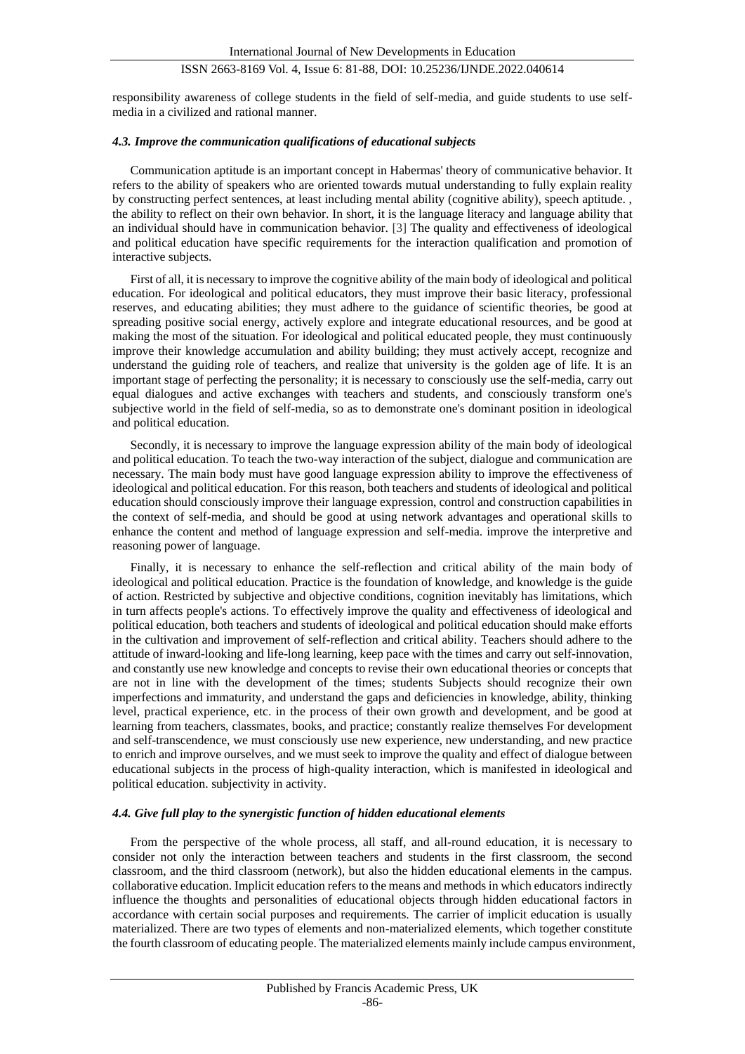responsibility awareness of college students in the field of self-media, and guide students to use self-media in a civilized and rational manner.

#### *4.3. Improve the communication qualifications of educational subjects*

Communication aptitude is an important concept in Habermas' theory of communicative behavior. It refers to the ability of speakers who are oriented towards mutual understanding to fully explain reality by constructing perfect sentences, at least including mental ability (cognitive ability), speech aptitude. , the ability to reflect on their own behavior. In short, it is the language literacy and language ability that an individual should have in communication behavior. [3] The quality and effectiveness of ideological and political education have specific requirements for the interaction qualification and promotion of interactive subjects.

First of all, it is necessary to improve the cognitive ability of the main body of ideological and political education. For ideological and political educators, they must improve their basic literacy, professional reserves, and educating abilities; they must adhere to the guidance of scientific theories, be good at spreading positive social energy, actively explore and integrate educational resources, and be good at making the most of the situation. For ideological and political educated people, they must continuously improve their knowledge accumulation and ability building; they must actively accept, recognize and understand the guiding role of teachers, and realize that university is the golden age of life. It is an important stage of perfecting the personality; it is necessary to consciously use the self-media, carry out equal dialogues and active exchanges with teachers and students, and consciously transform one's subjective world in the field of self-media, so as to demonstrate one's dominant position in ideological and political education.

Secondly, it is necessary to improve the language expression ability of the main body of ideological and political education. To teach the two-way interaction of the subject, dialogue and communication are necessary. The main body must have good language expression ability to improve the effectiveness of ideological and political education. For this reason, both teachers and students of ideological and political education should consciously improve their language expression, control and construction capabilities in the context of self-media, and should be good at using network advantages and operational skills to enhance the content and method of language expression and self-media. improve the interpretive and reasoning power of language.

Finally, it is necessary to enhance the self-reflection and critical ability of the main body of ideological and political education. Practice is the foundation of knowledge, and knowledge is the guide of action. Restricted by subjective and objective conditions, cognition inevitably has limitations, which in turn affects people's actions. To effectively improve the quality and effectiveness of ideological and political education, both teachers and students of ideological and political education should make efforts in the cultivation and improvement of self-reflection and critical ability. Teachers should adhere to the attitude of inward-looking and life-long learning, keep pace with the times and carry out self-innovation, and constantly use new knowledge and concepts to revise their own educational theories or concepts that are not in line with the development of the times; students Subjects should recognize their own imperfections and immaturity, and understand the gaps and deficiencies in knowledge, ability, thinking level, practical experience, etc. in the process of their own growth and development, and be good at learning from teachers, classmates, books, and practice; constantly realize themselves For development and self-transcendence, we must consciously use new experience, new understanding, and new practice to enrich and improve ourselves, and we must seek to improve the quality and effect of dialogue between educational subjects in the process of high-quality interaction, which is manifested in ideological and political education. subjectivity in activity.

#### *4.4. Give full play to the synergistic function of hidden educational elements*

From the perspective of the whole process, all staff, and all-round education, it is necessary to consider not only the interaction between teachers and students in the first classroom, the second classroom, and the third classroom (network), but also the hidden educational elements in the campus. collaborative education. Implicit education refers to the means and methods in which educators indirectly influence the thoughts and personalities of educational objects through hidden educational factors in accordance with certain social purposes and requirements. The carrier of implicit education is usually materialized. There are two types of elements and non-materialized elements, which together constitute the fourth classroom of educating people. The materialized elements mainly include campus environment,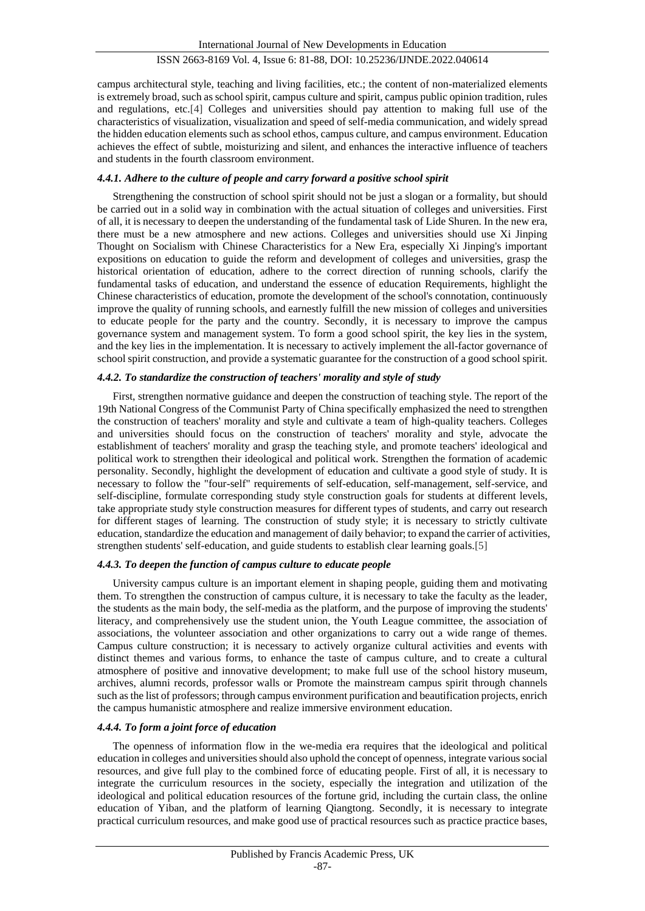campus architectural style, teaching and living facilities, etc.; the content of non-materialized elements is extremely broad, such as school spirit, campus culture and spirit, campus public opinion tradition, rules and regulations, etc.[4] Colleges and universities should pay attention to making full use of the characteristics of visualization, visualization and speed of self-media communication, and widely spread the hidden education elements such as school ethos, campus culture, and campus environment. Education achieves the effect of subtle, moisturizing and silent, and enhances the interactive influence of teachers and students in the fourth classroom environment.

#### *4.4.1. Adhere to the culture of people and carry forward a positive school spirit*

Strengthening the construction of school spirit should not be just a slogan or a formality, but should be carried out in a solid way in combination with the actual situation of colleges and universities. First of all, it is necessary to deepen the understanding of the fundamental task of Lide Shuren. In the new era, there must be a new atmosphere and new actions. Colleges and universities should use Xi Jinping Thought on Socialism with Chinese Characteristics for a New Era, especially Xi Jinping's important expositions on education to guide the reform and development of colleges and universities, grasp the historical orientation of education, adhere to the correct direction of running schools, clarify the fundamental tasks of education, and understand the essence of education Requirements, highlight the Chinese characteristics of education, promote the development of the school's connotation, continuously improve the quality of running schools, and earnestly fulfill the new mission of colleges and universities to educate people for the party and the country. Secondly, it is necessary to improve the campus governance system and management system. To form a good school spirit, the key lies in the system, and the key lies in the implementation. It is necessary to actively implement the all-factor governance of school spirit construction, and provide a systematic guarantee for the construction of a good school spirit.

#### *4.4.2. To standardize the construction of teachers' morality and style of study*

First, strengthen normative guidance and deepen the construction of teaching style. The report of the 19th National Congress of the Communist Party of China specifically emphasized the need to strengthen the construction of teachers' morality and style and cultivate a team of high-quality teachers. Colleges and universities should focus on the construction of teachers' morality and style, advocate the establishment of teachers' morality and grasp the teaching style, and promote teachers' ideological and political work to strengthen their ideological and political work. Strengthen the formation of academic personality. Secondly, highlight the development of education and cultivate a good style of study. It is necessary to follow the "four-self" requirements of self-education, self-management, self-service, and self-discipline, formulate corresponding study style construction goals for students at different levels, take appropriate study style construction measures for different types of students, and carry out research for different stages of learning. The construction of study style; it is necessary to strictly cultivate education, standardize the education and management of daily behavior; to expand the carrier of activities, strengthen students' self-education, and guide students to establish clear learning goals.[5]

#### *4.4.3. To deepen the function of campus culture to educate people*

University campus culture is an important element in shaping people, guiding them and motivating them. To strengthen the construction of campus culture, it is necessary to take the faculty as the leader, the students as the main body, the self-media as the platform, and the purpose of improving the students' literacy, and comprehensively use the student union, the Youth League committee, the association of associations, the volunteer association and other organizations to carry out a wide range of themes. Campus culture construction; it is necessary to actively organize cultural activities and events with distinct themes and various forms, to enhance the taste of campus culture, and to create a cultural atmosphere of positive and innovative development; to make full use of the school history museum, archives, alumni records, professor walls or Promote the mainstream campus spirit through channels such as the list of professors; through campus environment purification and beautification projects, enrich the campus humanistic atmosphere and realize immersive environment education.

#### *4.4.4. To form a joint force of education*

The openness of information flow in the we-media era requires that the ideological and political education in colleges and universities should also uphold the concept of openness, integrate various social resources, and give full play to the combined force of educating people. First of all, it is necessary to integrate the curriculum resources in the society, especially the integration and utilization of the ideological and political education resources of the fortune grid, including the curtain class, the online education of Yiban, and the platform of learning Qiangtong. Secondly, it is necessary to integrate practical curriculum resources, and make good use of practical resources such as practice practice bases,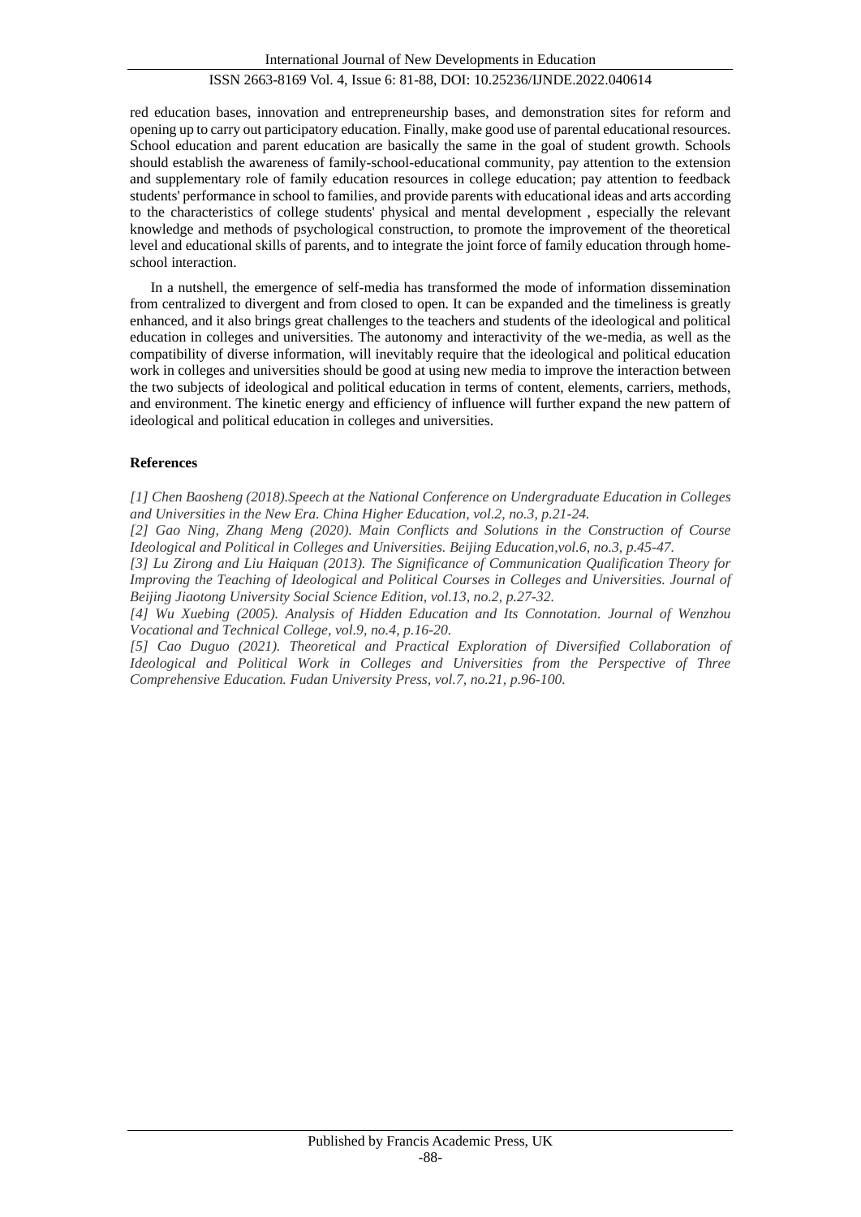red education bases, innovation and entrepreneurship bases, and demonstration sites for reform and opening up to carry out participatory education. Finally, make good use of parental educational resources. School education and parent education are basically the same in the goal of student growth. Schools should establish the awareness of family-school-educational community, pay attention to the extension and supplementary role of family education resources in college education; pay attention to feedback students' performance in school to families, and provide parents with educational ideas and arts according to the characteristics of college students' physical and mental development , especially the relevant knowledge and methods of psychological construction, to promote the improvement of the theoretical level and educational skills of parents, and to integrate the joint force of family education through home-school interaction.

In a nutshell, the emergence of self-media has transformed the mode of information dissemination from centralized to divergent and from closed to open. It can be expanded and the timeliness is greatly enhanced, and it also brings great challenges to the teachers and students of the ideological and political education in colleges and universities. The autonomy and interactivity of the we-media, as well as the compatibility of diverse information, will inevitably require that the ideological and political education work in colleges and universities should be good at using new media to improve the interaction between the two subjects of ideological and political education in terms of content, elements, carriers, methods, and environment. The kinetic energy and efficiency of influence will further expand the new pattern of ideological and political education in colleges and universities.

## References

*[1] Chen Baosheng (2018).Speech at the National Conference on Undergraduate Education in Colleges and Universities in the New Era. China Higher Education, vol.2, no.3, p.21-24.*

*[2] Gao Ning, Zhang Meng (2020). Main Conflicts and Solutions in the Construction of Course Ideological and Political in Colleges and Universities. Beijing Education,vol.6, no.3, p.45-47.*

*[3] Lu Zirong and Liu Haiquan (2013). The Significance of Communication Qualification Theory for Improving the Teaching of Ideological and Political Courses in Colleges and Universities. Journal of Beijing Jiaotong University Social Science Edition, vol.13, no.2, p.27-32.*

*[4] Wu Xuebing (2005). Analysis of Hidden Education and Its Connotation. Journal of Wenzhou Vocational and Technical College, vol.9, no.4, p.16-20.*

*[5] Cao Duguo (2021). Theoretical and Practical Exploration of Diversified Collaboration of Ideological and Political Work in Colleges and Universities from the Perspective of Three Comprehensive Education. Fudan University Press, vol.7, no.21, p.96-100.*